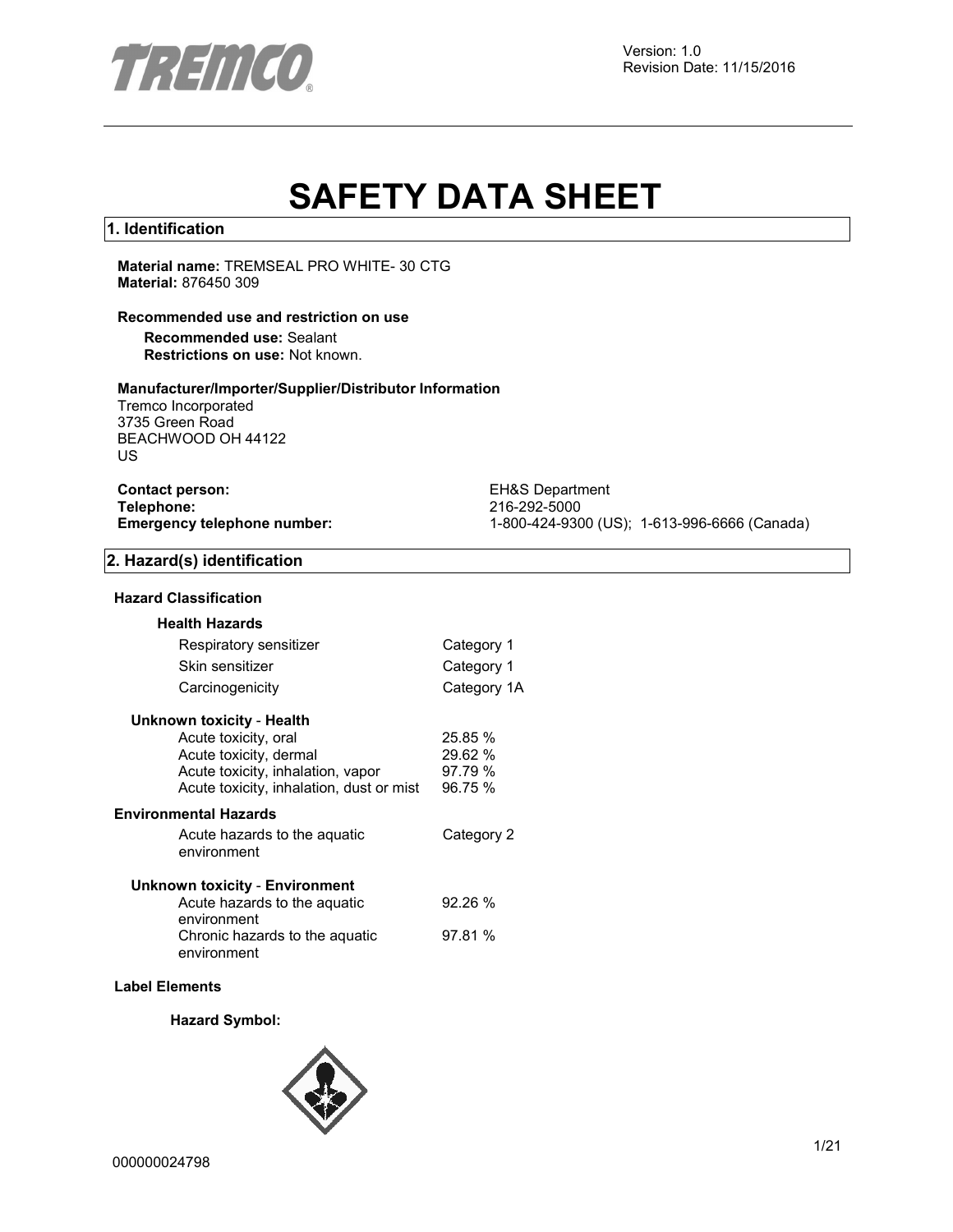Version: 1.0
Revision Date: 11/15/2016

# SAFETY DATA SHEET

## 1. Identification

**Material name:** TREMSEAL PRO WHITE- 30 CTG
**Material:** 876450 309

**Recommended use and restriction on use**

**Recommended use:** Sealant
**Restrictions on use:** Not known.

**Manufacturer/Importer/Supplier/Distributor Information**

Tremco Incorporated
3735 Green Road
BEACHWOOD OH 44122
US

**Contact person:** EH&S Department
**Telephone:** 216-292-5000
**Emergency telephone number:** 1-800-424-9300 (US); 1-613-996-6666 (Canada)

## 2. Hazard(s) identification

**Hazard Classification**

**Health Hazards**

| | |
|---|---|
| Respiratory sensitizer | Category 1 |
| Skin sensitizer | Category 1 |
| Carcinogenicity | Category 1A |

**Unknown toxicity - Health**

| | |
|---|---|
| Acute toxicity, oral | 25.85 % |
| Acute toxicity, dermal | 29.62 % |
| Acute toxicity, inhalation, vapor | 97.79 % |
| Acute toxicity, inhalation, dust or mist | 96.75 % |

**Environmental Hazards**

| | |
|---|---|
| Acute hazards to the aquatic environment | Category 2 |

**Unknown toxicity - Environment**

| | |
|---|---|
| Acute hazards to the aquatic environment | 92.26 % |
| Chronic hazards to the aquatic environment | 97.81 % |

**Label Elements**

**Hazard Symbol:**

000000024798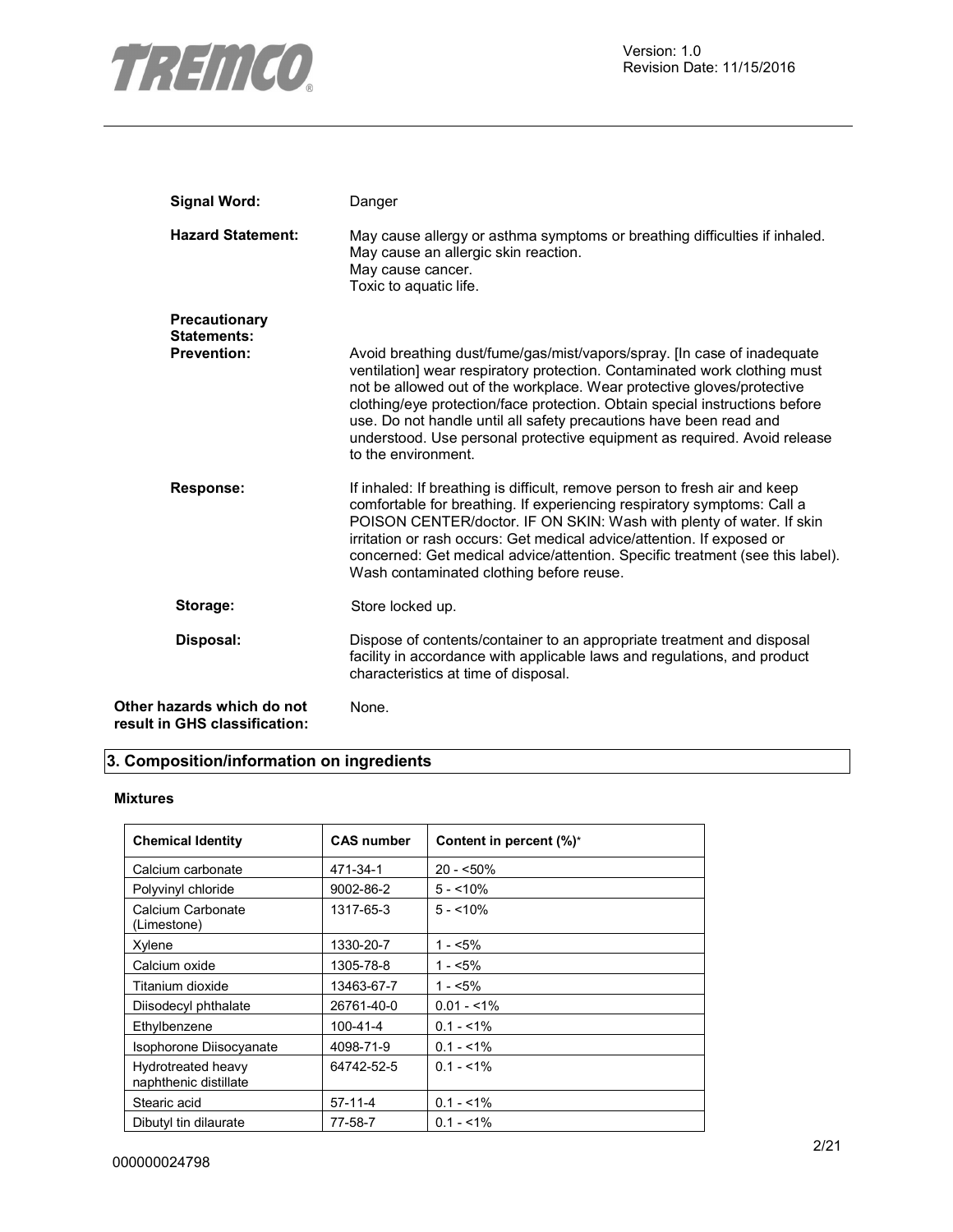**Signal Word:** Danger

**Hazard Statement:** May cause allergy or asthma symptoms or breathing difficulties if inhaled.
May cause an allergic skin reaction.
May cause cancer.
Toxic to aquatic life.

**Precautionary Statements:**

**Prevention:** Avoid breathing dust/fume/gas/mist/vapors/spray. [In case of inadequate ventilation] wear respiratory protection. Contaminated work clothing must not be allowed out of the workplace. Wear protective gloves/protective clothing/eye protection/face protection. Obtain special instructions before use. Do not handle until all safety precautions have been read and understood. Use personal protective equipment as required. Avoid release to the environment.

**Response:** If inhaled: If breathing is difficult, remove person to fresh air and keep comfortable for breathing. If experiencing respiratory symptoms: Call a POISON CENTER/doctor. IF ON SKIN: Wash with plenty of water. If skin irritation or rash occurs: Get medical advice/attention. If exposed or concerned: Get medical advice/attention. Specific treatment (see this label). Wash contaminated clothing before reuse.

**Storage:** Store locked up.

**Disposal:** Dispose of contents/container to an appropriate treatment and disposal facility in accordance with applicable laws and regulations, and product characteristics at time of disposal.

**Other hazards which do not result in GHS classification:** None.

## 3. Composition/information on ingredients

**Mixtures**

| Chemical Identity | CAS number | Content in percent (%)* |
|---|---|---|
| Calcium carbonate | 471-34-1 | 20 - <50% |
| Polyvinyl chloride | 9002-86-2 | 5 - <10% |
| Calcium Carbonate (Limestone) | 1317-65-3 | 5 - <10% |
| Xylene | 1330-20-7 | 1 - <5% |
| Calcium oxide | 1305-78-8 | 1 - <5% |
| Titanium dioxide | 13463-67-7 | 1 - <5% |
| Diisodecyl phthalate | 26761-40-0 | 0.01 - <1% |
| Ethylbenzene | 100-41-4 | 0.1 - <1% |
| Isophorone Diisocyanate | 4098-71-9 | 0.1 - <1% |
| Hydrotreated heavy naphthenic distillate | 64742-52-5 | 0.1 - <1% |
| Stearic acid | 57-11-4 | 0.1 - <1% |
| Dibutyl tin dilaurate | 77-58-7 | 0.1 - <1% |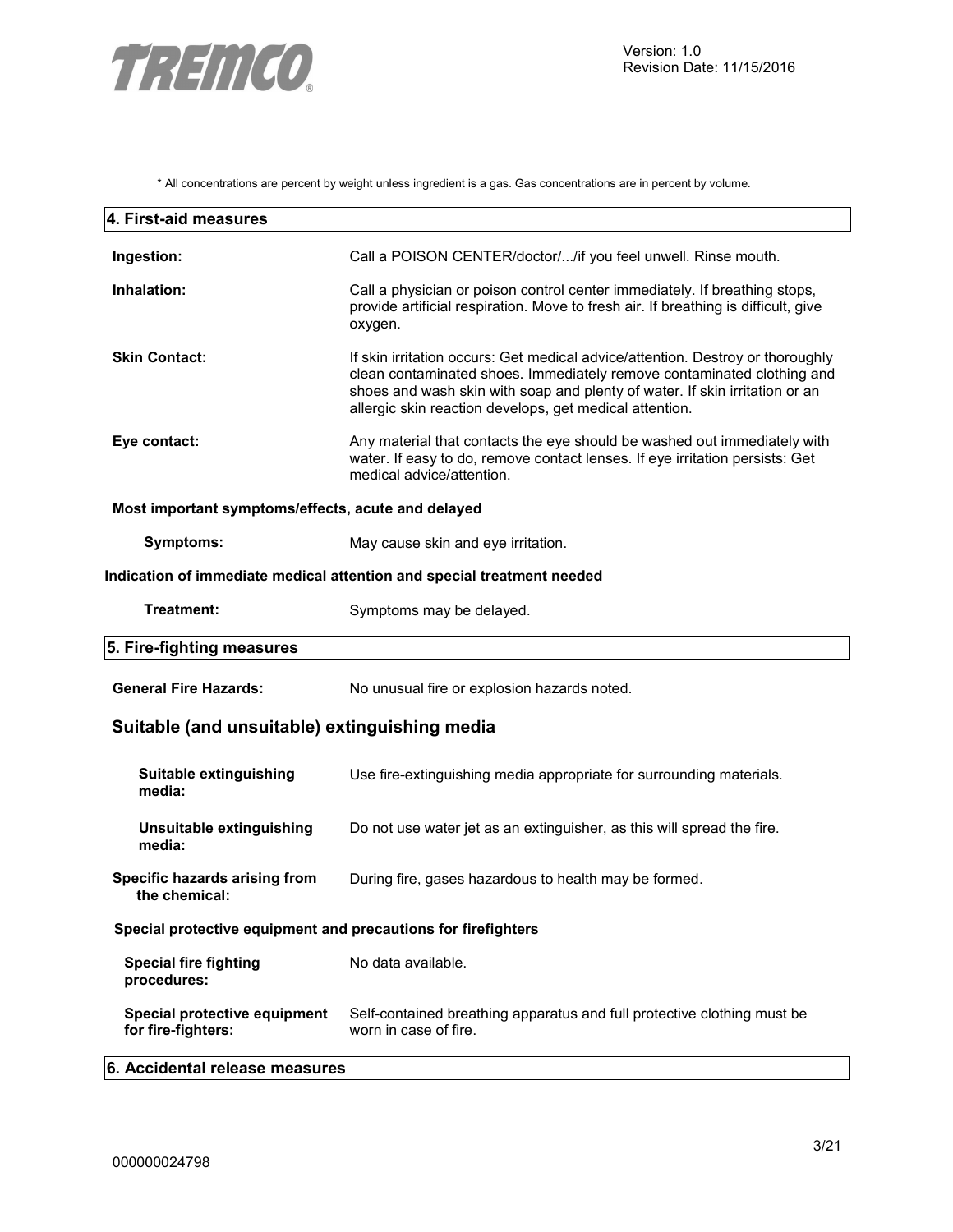\* All concentrations are percent by weight unless ingredient is a gas. Gas concentrations are in percent by volume.

## 4. First-aid measures

**Ingestion:** Call a POISON CENTER/doctor/.../if you feel unwell. Rinse mouth.

**Inhalation:** Call a physician or poison control center immediately. If breathing stops, provide artificial respiration. Move to fresh air. If breathing is difficult, give oxygen.

**Skin Contact:** If skin irritation occurs: Get medical advice/attention. Destroy or thoroughly clean contaminated shoes. Immediately remove contaminated clothing and shoes and wash skin with soap and plenty of water. If skin irritation or an allergic skin reaction develops, get medical attention.

**Eye contact:** Any material that contacts the eye should be washed out immediately with water. If easy to do, remove contact lenses. If eye irritation persists: Get medical advice/attention.

**Most important symptoms/effects, acute and delayed**

**Symptoms:** May cause skin and eye irritation.

**Indication of immediate medical attention and special treatment needed**

**Treatment:** Symptoms may be delayed.

## 5. Fire-fighting measures

**General Fire Hazards:** No unusual fire or explosion hazards noted.

### Suitable (and unsuitable) extinguishing media

**Suitable extinguishing media:** Use fire-extinguishing media appropriate for surrounding materials.

**Unsuitable extinguishing media:** Do not use water jet as an extinguisher, as this will spread the fire.

**Specific hazards arising from the chemical:** During fire, gases hazardous to health may be formed.

**Special protective equipment and precautions for firefighters**

**Special fire fighting procedures:** No data available.

**Special protective equipment for fire-fighters:** Self-contained breathing apparatus and full protective clothing must be worn in case of fire.

## 6. Accidental release measures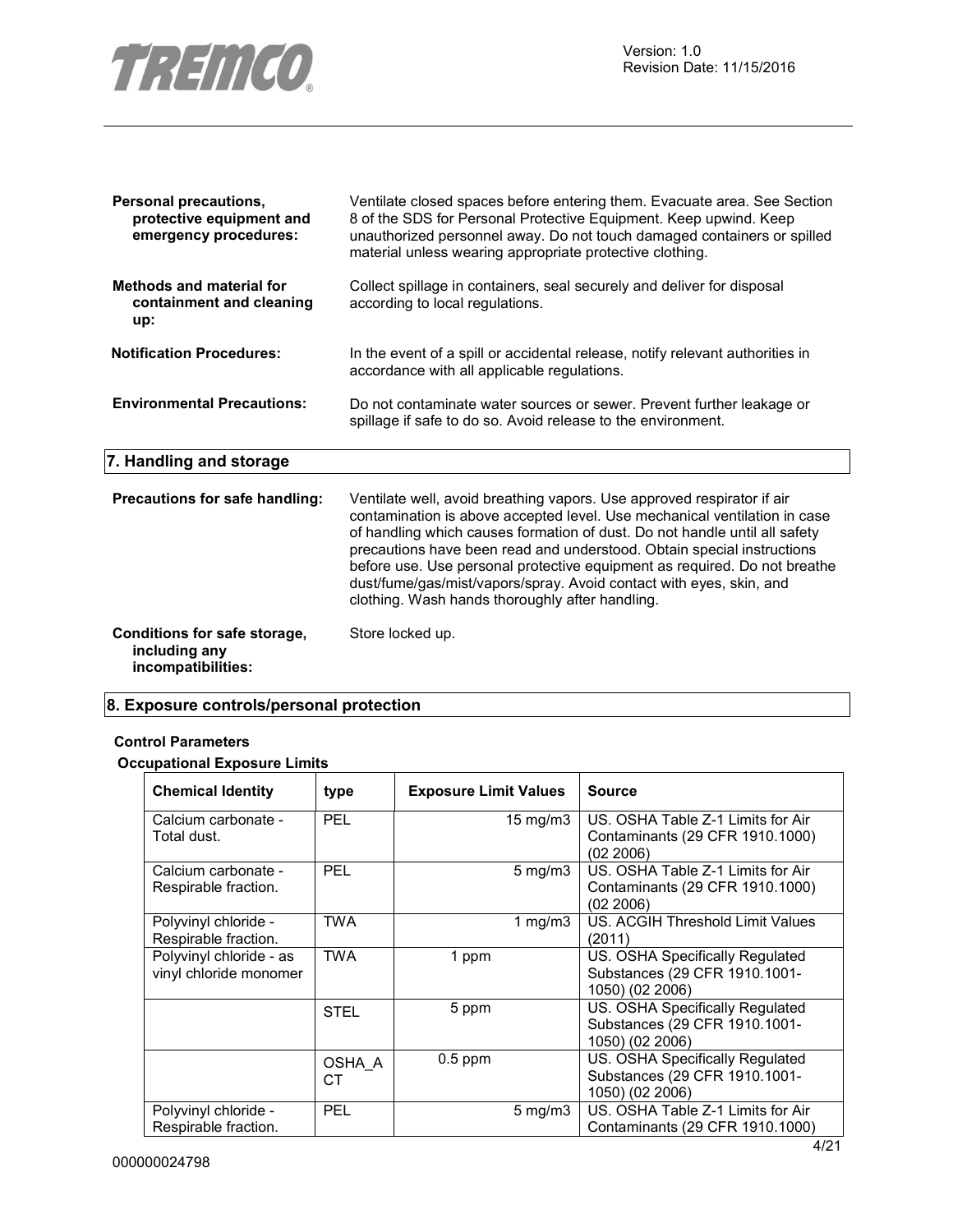**Personal precautions, protective equipment and emergency procedures:** Ventilate closed spaces before entering them. Evacuate area. See Section 8 of the SDS for Personal Protective Equipment. Keep upwind. Keep unauthorized personnel away. Do not touch damaged containers or spilled material unless wearing appropriate protective clothing.

**Methods and material for containment and cleaning up:** Collect spillage in containers, seal securely and deliver for disposal according to local regulations.

**Notification Procedures:** In the event of a spill or accidental release, notify relevant authorities in accordance with all applicable regulations.

**Environmental Precautions:** Do not contaminate water sources or sewer. Prevent further leakage or spillage if safe to do so. Avoid release to the environment.

## 7. Handling and storage

**Precautions for safe handling:** Ventilate well, avoid breathing vapors. Use approved respirator if air contamination is above accepted level. Use mechanical ventilation in case of handling which causes formation of dust. Do not handle until all safety precautions have been read and understood. Obtain special instructions before use. Use personal protective equipment as required. Do not breathe dust/fume/gas/mist/vapors/spray. Avoid contact with eyes, skin, and clothing. Wash hands thoroughly after handling.

**Conditions for safe storage, including any incompatibilities:** Store locked up.

## 8. Exposure controls/personal protection

### Control Parameters

**Occupational Exposure Limits**

| Chemical Identity | type | Exposure Limit Values | Source |
|---|---|---|---|
| Calcium carbonate - Total dust. | PEL | 15 mg/m3 | US. OSHA Table Z-1 Limits for Air Contaminants (29 CFR 1910.1000) (02 2006) |
| Calcium carbonate - Respirable fraction. | PEL | 5 mg/m3 | US. OSHA Table Z-1 Limits for Air Contaminants (29 CFR 1910.1000) (02 2006) |
| Polyvinyl chloride - Respirable fraction. | TWA | 1 mg/m3 | US. ACGIH Threshold Limit Values (2011) |
| Polyvinyl chloride - as vinyl chloride monomer | TWA | 1 ppm | US. OSHA Specifically Regulated Substances (29 CFR 1910.1001-1050) (02 2006) |
| | STEL | 5 ppm | US. OSHA Specifically Regulated Substances (29 CFR 1910.1001-1050) (02 2006) |
| | OSHA_ACT | 0.5 ppm | US. OSHA Specifically Regulated Substances (29 CFR 1910.1001-1050) (02 2006) |
| Polyvinyl chloride - Respirable fraction. | PEL | 5 mg/m3 | US. OSHA Table Z-1 Limits for Air Contaminants (29 CFR 1910.1000) |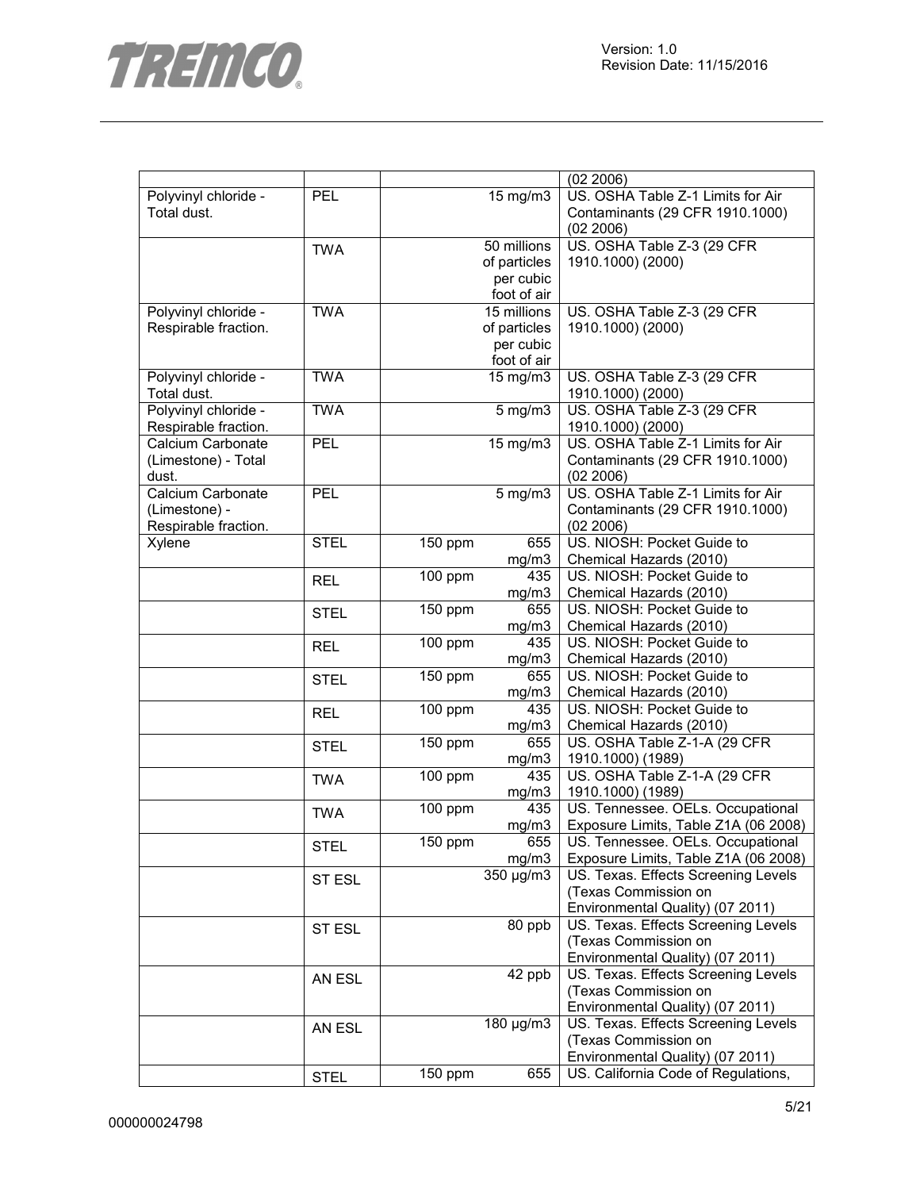| | | | |
|---|---|---|---|
| | | | (02 2006) |
| Polyvinyl chloride - Total dust. | PEL | 15 mg/m3 | US. OSHA Table Z-1 Limits for Air Contaminants (29 CFR 1910.1000) (02 2006) |
| | TWA | 50 millions of particles per cubic foot of air | US. OSHA Table Z-3 (29 CFR 1910.1000) (2000) |
| Polyvinyl chloride - Respirable fraction. | TWA | 15 millions of particles per cubic foot of air | US. OSHA Table Z-3 (29 CFR 1910.1000) (2000) |
| Polyvinyl chloride - Total dust. | TWA | 15 mg/m3 | US. OSHA Table Z-3 (29 CFR 1910.1000) (2000) |
| Polyvinyl chloride - Respirable fraction. | TWA | 5 mg/m3 | US. OSHA Table Z-3 (29 CFR 1910.1000) (2000) |
| Calcium Carbonate (Limestone) - Total dust. | PEL | 15 mg/m3 | US. OSHA Table Z-1 Limits for Air Contaminants (29 CFR 1910.1000) (02 2006) |
| Calcium Carbonate (Limestone) - Respirable fraction. | PEL | 5 mg/m3 | US. OSHA Table Z-1 Limits for Air Contaminants (29 CFR 1910.1000) (02 2006) |
| Xylene | STEL | 150 ppm 655 mg/m3 | US. NIOSH: Pocket Guide to Chemical Hazards (2010) |
| | REL | 100 ppm 435 mg/m3 | US. NIOSH: Pocket Guide to Chemical Hazards (2010) |
| | STEL | 150 ppm 655 mg/m3 | US. NIOSH: Pocket Guide to Chemical Hazards (2010) |
| | REL | 100 ppm 435 mg/m3 | US. NIOSH: Pocket Guide to Chemical Hazards (2010) |
| | STEL | 150 ppm 655 mg/m3 | US. NIOSH: Pocket Guide to Chemical Hazards (2010) |
| | REL | 100 ppm 435 mg/m3 | US. NIOSH: Pocket Guide to Chemical Hazards (2010) |
| | STEL | 150 ppm 655 mg/m3 | US. OSHA Table Z-1-A (29 CFR 1910.1000) (1989) |
| | TWA | 100 ppm 435 mg/m3 | US. OSHA Table Z-1-A (29 CFR 1910.1000) (1989) |
| | TWA | 100 ppm 435 mg/m3 | US. Tennessee. OELs. Occupational Exposure Limits, Table Z1A (06 2008) |
| | STEL | 150 ppm 655 mg/m3 | US. Tennessee. OELs. Occupational Exposure Limits, Table Z1A (06 2008) |
| | ST ESL | 350 µg/m3 | US. Texas. Effects Screening Levels (Texas Commission on Environmental Quality) (07 2011) |
| | ST ESL | 80 ppb | US. Texas. Effects Screening Levels (Texas Commission on Environmental Quality) (07 2011) |
| | AN ESL | 42 ppb | US. Texas. Effects Screening Levels (Texas Commission on Environmental Quality) (07 2011) |
| | AN ESL | 180 µg/m3 | US. Texas. Effects Screening Levels (Texas Commission on Environmental Quality) (07 2011) |
| | STEL | 150 ppm 655 | US. California Code of Regulations, |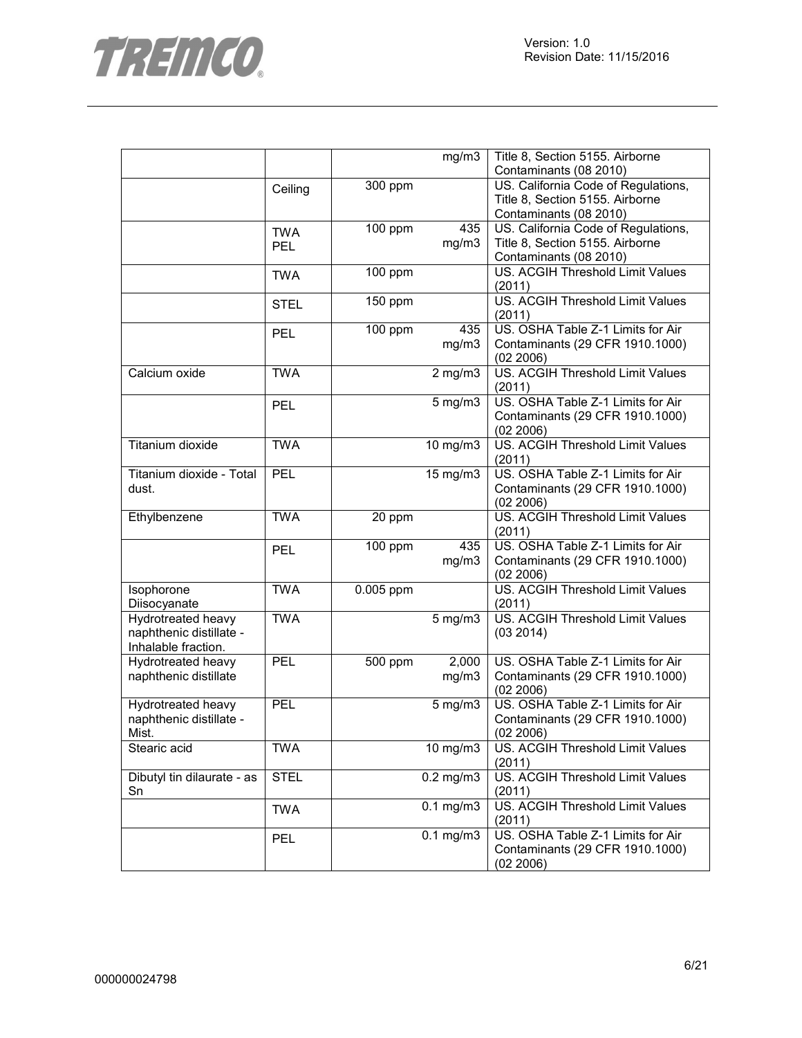| | | | | |
|---|---|---|---|---|
| | | | mg/m3 | Title 8, Section 5155. Airborne Contaminants (08 2010) |
| | Ceiling | 300 ppm | | US. California Code of Regulations, Title 8, Section 5155. Airborne Contaminants (08 2010) |
| | TWA PEL | 100 ppm | 435 mg/m3 | US. California Code of Regulations, Title 8, Section 5155. Airborne Contaminants (08 2010) |
| | TWA | 100 ppm | | US. ACGIH Threshold Limit Values (2011) |
| | STEL | 150 ppm | | US. ACGIH Threshold Limit Values (2011) |
| | PEL | 100 ppm | 435 mg/m3 | US. OSHA Table Z-1 Limits for Air Contaminants (29 CFR 1910.1000) (02 2006) |
| Calcium oxide | TWA | | 2 mg/m3 | US. ACGIH Threshold Limit Values (2011) |
| | PEL | | 5 mg/m3 | US. OSHA Table Z-1 Limits for Air Contaminants (29 CFR 1910.1000) (02 2006) |
| Titanium dioxide | TWA | | 10 mg/m3 | US. ACGIH Threshold Limit Values (2011) |
| Titanium dioxide - Total dust. | PEL | | 15 mg/m3 | US. OSHA Table Z-1 Limits for Air Contaminants (29 CFR 1910.1000) (02 2006) |
| Ethylbenzene | TWA | 20 ppm | | US. ACGIH Threshold Limit Values (2011) |
| | PEL | 100 ppm | 435 mg/m3 | US. OSHA Table Z-1 Limits for Air Contaminants (29 CFR 1910.1000) (02 2006) |
| Isophorone Diisocyanate | TWA | 0.005 ppm | | US. ACGIH Threshold Limit Values (2011) |
| Hydrotreated heavy naphthenic distillate - Inhalable fraction. | TWA | | 5 mg/m3 | US. ACGIH Threshold Limit Values (03 2014) |
| Hydrotreated heavy naphthenic distillate | PEL | 500 ppm | 2,000 mg/m3 | US. OSHA Table Z-1 Limits for Air Contaminants (29 CFR 1910.1000) (02 2006) |
| Hydrotreated heavy naphthenic distillate - Mist. | PEL | | 5 mg/m3 | US. OSHA Table Z-1 Limits for Air Contaminants (29 CFR 1910.1000) (02 2006) |
| Stearic acid | TWA | | 10 mg/m3 | US. ACGIH Threshold Limit Values (2011) |
| Dibutyl tin dilaurate - as Sn | STEL | | 0.2 mg/m3 | US. ACGIH Threshold Limit Values (2011) |
| | TWA | | 0.1 mg/m3 | US. ACGIH Threshold Limit Values (2011) |
| | PEL | | 0.1 mg/m3 | US. OSHA Table Z-1 Limits for Air Contaminants (29 CFR 1910.1000) (02 2006) |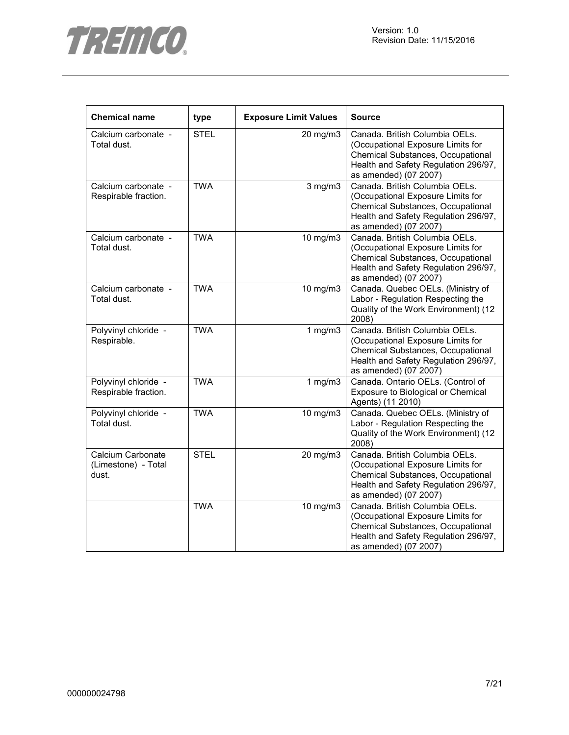| Chemical name | type | Exposure Limit Values | Source |
|---|---|---|---|
| Calcium carbonate - Total dust. | STEL | 20 mg/m3 | Canada. British Columbia OELs. (Occupational Exposure Limits for Chemical Substances, Occupational Health and Safety Regulation 296/97, as amended) (07 2007) |
| Calcium carbonate - Respirable fraction. | TWA | 3 mg/m3 | Canada. British Columbia OELs. (Occupational Exposure Limits for Chemical Substances, Occupational Health and Safety Regulation 296/97, as amended) (07 2007) |
| Calcium carbonate - Total dust. | TWA | 10 mg/m3 | Canada. British Columbia OELs. (Occupational Exposure Limits for Chemical Substances, Occupational Health and Safety Regulation 296/97, as amended) (07 2007) |
| Calcium carbonate - Total dust. | TWA | 10 mg/m3 | Canada. Quebec OELs. (Ministry of Labor - Regulation Respecting the Quality of the Work Environment) (12 2008) |
| Polyvinyl chloride - Respirable. | TWA | 1 mg/m3 | Canada. British Columbia OELs. (Occupational Exposure Limits for Chemical Substances, Occupational Health and Safety Regulation 296/97, as amended) (07 2007) |
| Polyvinyl chloride - Respirable fraction. | TWA | 1 mg/m3 | Canada. Ontario OELs. (Control of Exposure to Biological or Chemical Agents) (11 2010) |
| Polyvinyl chloride - Total dust. | TWA | 10 mg/m3 | Canada. Quebec OELs. (Ministry of Labor - Regulation Respecting the Quality of the Work Environment) (12 2008) |
| Calcium Carbonate (Limestone) - Total dust. | STEL | 20 mg/m3 | Canada. British Columbia OELs. (Occupational Exposure Limits for Chemical Substances, Occupational Health and Safety Regulation 296/97, as amended) (07 2007) |
| | TWA | 10 mg/m3 | Canada. British Columbia OELs. (Occupational Exposure Limits for Chemical Substances, Occupational Health and Safety Regulation 296/97, as amended) (07 2007) |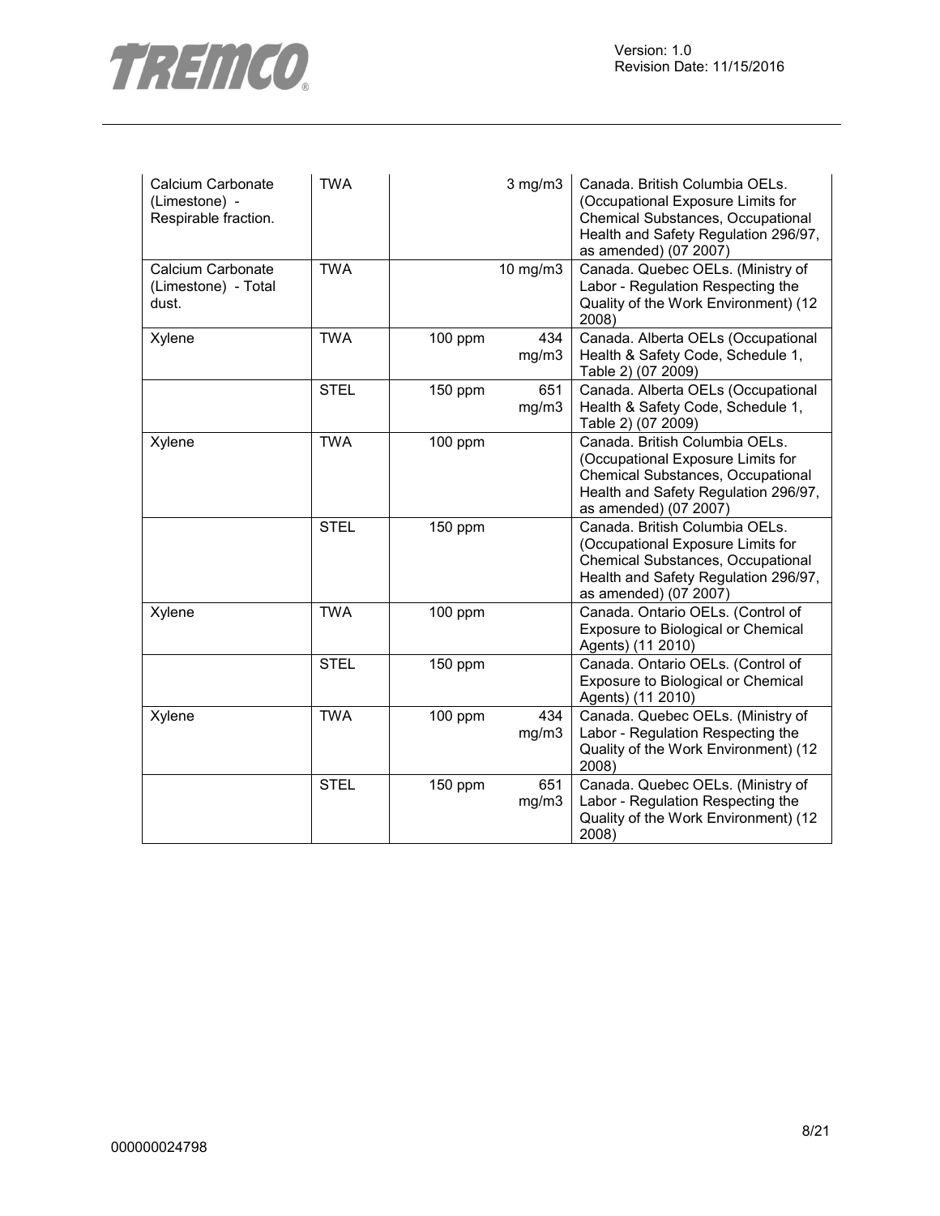| Calcium Carbonate (Limestone) - Respirable fraction. | TWA | | 3 mg/m3 | Canada. British Columbia OELs. (Occupational Exposure Limits for Chemical Substances, Occupational Health and Safety Regulation 296/97, as amended) (07 2007) |
|---|---|---|---|---|
| Calcium Carbonate (Limestone) - Total dust. | TWA | | 10 mg/m3 | Canada. Quebec OELs. (Ministry of Labor - Regulation Respecting the Quality of the Work Environment) (12 2008) |
| Xylene | TWA | 100 ppm | 434 mg/m3 | Canada. Alberta OELs (Occupational Health & Safety Code, Schedule 1, Table 2) (07 2009) |
| | STEL | 150 ppm | 651 mg/m3 | Canada. Alberta OELs (Occupational Health & Safety Code, Schedule 1, Table 2) (07 2009) |
| Xylene | TWA | 100 ppm | | Canada. British Columbia OELs. (Occupational Exposure Limits for Chemical Substances, Occupational Health and Safety Regulation 296/97, as amended) (07 2007) |
| | STEL | 150 ppm | | Canada. British Columbia OELs. (Occupational Exposure Limits for Chemical Substances, Occupational Health and Safety Regulation 296/97, as amended) (07 2007) |
| Xylene | TWA | 100 ppm | | Canada. Ontario OELs. (Control of Exposure to Biological or Chemical Agents) (11 2010) |
| | STEL | 150 ppm | | Canada. Ontario OELs. (Control of Exposure to Biological or Chemical Agents) (11 2010) |
| Xylene | TWA | 100 ppm | 434 mg/m3 | Canada. Quebec OELs. (Ministry of Labor - Regulation Respecting the Quality of the Work Environment) (12 2008) |
| | STEL | 150 ppm | 651 mg/m3 | Canada. Quebec OELs. (Ministry of Labor - Regulation Respecting the Quality of the Work Environment) (12 2008) |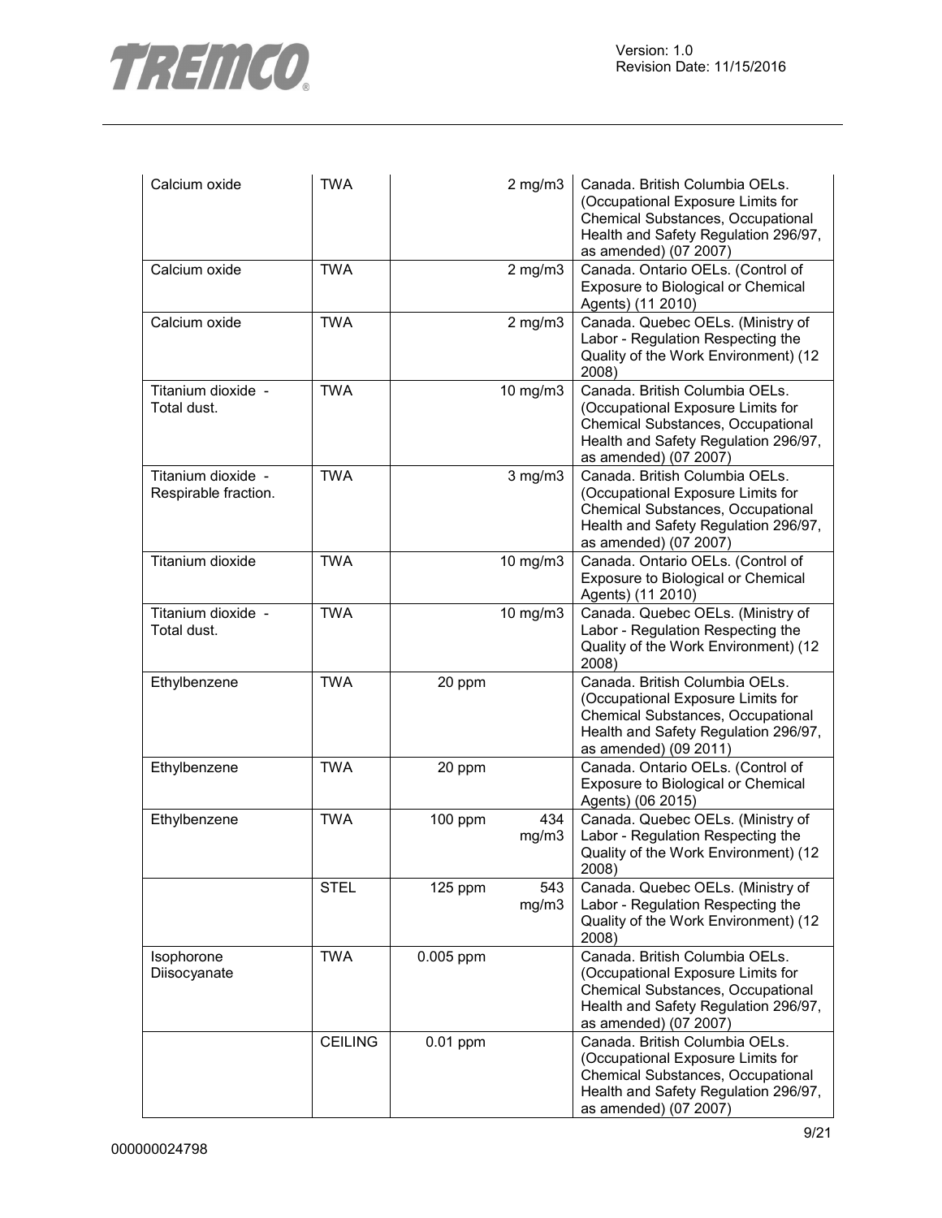| | | | | |
|---|---|---|---|---|
| Calcium oxide | TWA | | 2 mg/m3 | Canada. British Columbia OELs. (Occupational Exposure Limits for Chemical Substances, Occupational Health and Safety Regulation 296/97, as amended) (07 2007) |
| Calcium oxide | TWA | | 2 mg/m3 | Canada. Ontario OELs. (Control of Exposure to Biological or Chemical Agents) (11 2010) |
| Calcium oxide | TWA | | 2 mg/m3 | Canada. Quebec OELs. (Ministry of Labor - Regulation Respecting the Quality of the Work Environment) (12 2008) |
| Titanium dioxide - Total dust. | TWA | | 10 mg/m3 | Canada. British Columbia OELs. (Occupational Exposure Limits for Chemical Substances, Occupational Health and Safety Regulation 296/97, as amended) (07 2007) |
| Titanium dioxide - Respirable fraction. | TWA | | 3 mg/m3 | Canada. British Columbia OELs. (Occupational Exposure Limits for Chemical Substances, Occupational Health and Safety Regulation 296/97, as amended) (07 2007) |
| Titanium dioxide | TWA | | 10 mg/m3 | Canada. Ontario OELs. (Control of Exposure to Biological or Chemical Agents) (11 2010) |
| Titanium dioxide - Total dust. | TWA | | 10 mg/m3 | Canada. Quebec OELs. (Ministry of Labor - Regulation Respecting the Quality of the Work Environment) (12 2008) |
| Ethylbenzene | TWA | 20 ppm | | Canada. British Columbia OELs. (Occupational Exposure Limits for Chemical Substances, Occupational Health and Safety Regulation 296/97, as amended) (09 2011) |
| Ethylbenzene | TWA | 20 ppm | | Canada. Ontario OELs. (Control of Exposure to Biological or Chemical Agents) (06 2015) |
| Ethylbenzene | TWA | 100 ppm | 434 mg/m3 | Canada. Quebec OELs. (Ministry of Labor - Regulation Respecting the Quality of the Work Environment) (12 2008) |
| | STEL | 125 ppm | 543 mg/m3 | Canada. Quebec OELs. (Ministry of Labor - Regulation Respecting the Quality of the Work Environment) (12 2008) |
| Isophorone Diisocyanate | TWA | 0.005 ppm | | Canada. British Columbia OELs. (Occupational Exposure Limits for Chemical Substances, Occupational Health and Safety Regulation 296/97, as amended) (07 2007) |
| | CEILING | 0.01 ppm | | Canada. British Columbia OELs. (Occupational Exposure Limits for Chemical Substances, Occupational Health and Safety Regulation 296/97, as amended) (07 2007) |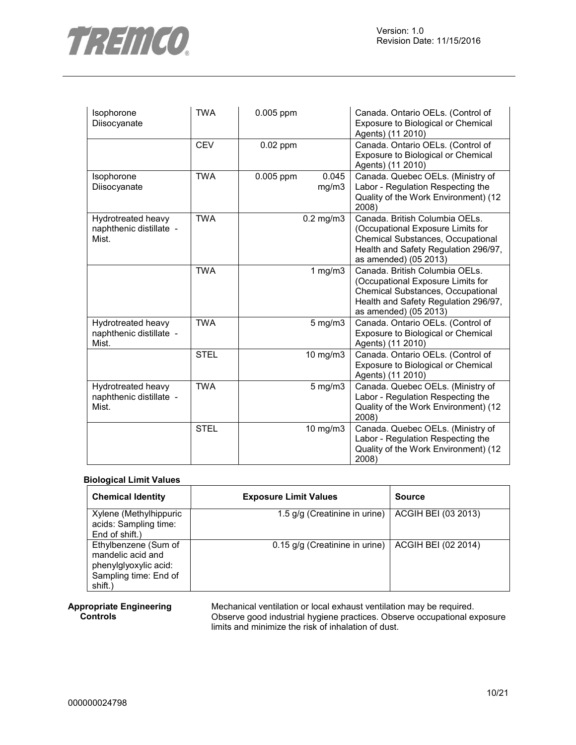| | | | | |
|---|---|---|---|---|
| Isophorone Diisocyanate | TWA | 0.005 ppm | | Canada. Ontario OELs. (Control of Exposure to Biological or Chemical Agents) (11 2010) |
| | CEV | 0.02 ppm | | Canada. Ontario OELs. (Control of Exposure to Biological or Chemical Agents) (11 2010) |
| Isophorone Diisocyanate | TWA | 0.005 ppm | 0.045 mg/m3 | Canada. Quebec OELs. (Ministry of Labor - Regulation Respecting the Quality of the Work Environment) (12 2008) |
| Hydrotreated heavy naphthenic distillate - Mist. | TWA | | 0.2 mg/m3 | Canada. British Columbia OELs. (Occupational Exposure Limits for Chemical Substances, Occupational Health and Safety Regulation 296/97, as amended) (05 2013) |
| | TWA | | 1 mg/m3 | Canada. British Columbia OELs. (Occupational Exposure Limits for Chemical Substances, Occupational Health and Safety Regulation 296/97, as amended) (05 2013) |
| Hydrotreated heavy naphthenic distillate - Mist. | TWA | | 5 mg/m3 | Canada. Ontario OELs. (Control of Exposure to Biological or Chemical Agents) (11 2010) |
| | STEL | | 10 mg/m3 | Canada. Ontario OELs. (Control of Exposure to Biological or Chemical Agents) (11 2010) |
| Hydrotreated heavy naphthenic distillate - Mist. | TWA | | 5 mg/m3 | Canada. Quebec OELs. (Ministry of Labor - Regulation Respecting the Quality of the Work Environment) (12 2008) |
| | STEL | | 10 mg/m3 | Canada. Quebec OELs. (Ministry of Labor - Regulation Respecting the Quality of the Work Environment) (12 2008) |

**Biological Limit Values**

| Chemical Identity | Exposure Limit Values | Source |
|---|---|---|
| Xylene (Methylhippuric acids: Sampling time: End of shift.) | 1.5 g/g (Creatinine in urine) | ACGIH BEI (03 2013) |
| Ethylbenzene (Sum of mandelic acid and phenylglyoxylic acid: Sampling time: End of shift.) | 0.15 g/g (Creatinine in urine) | ACGIH BEI (02 2014) |

**Appropriate Engineering Controls**

Mechanical ventilation or local exhaust ventilation may be required. Observe good industrial hygiene practices. Observe occupational exposure limits and minimize the risk of inhalation of dust.

000000024798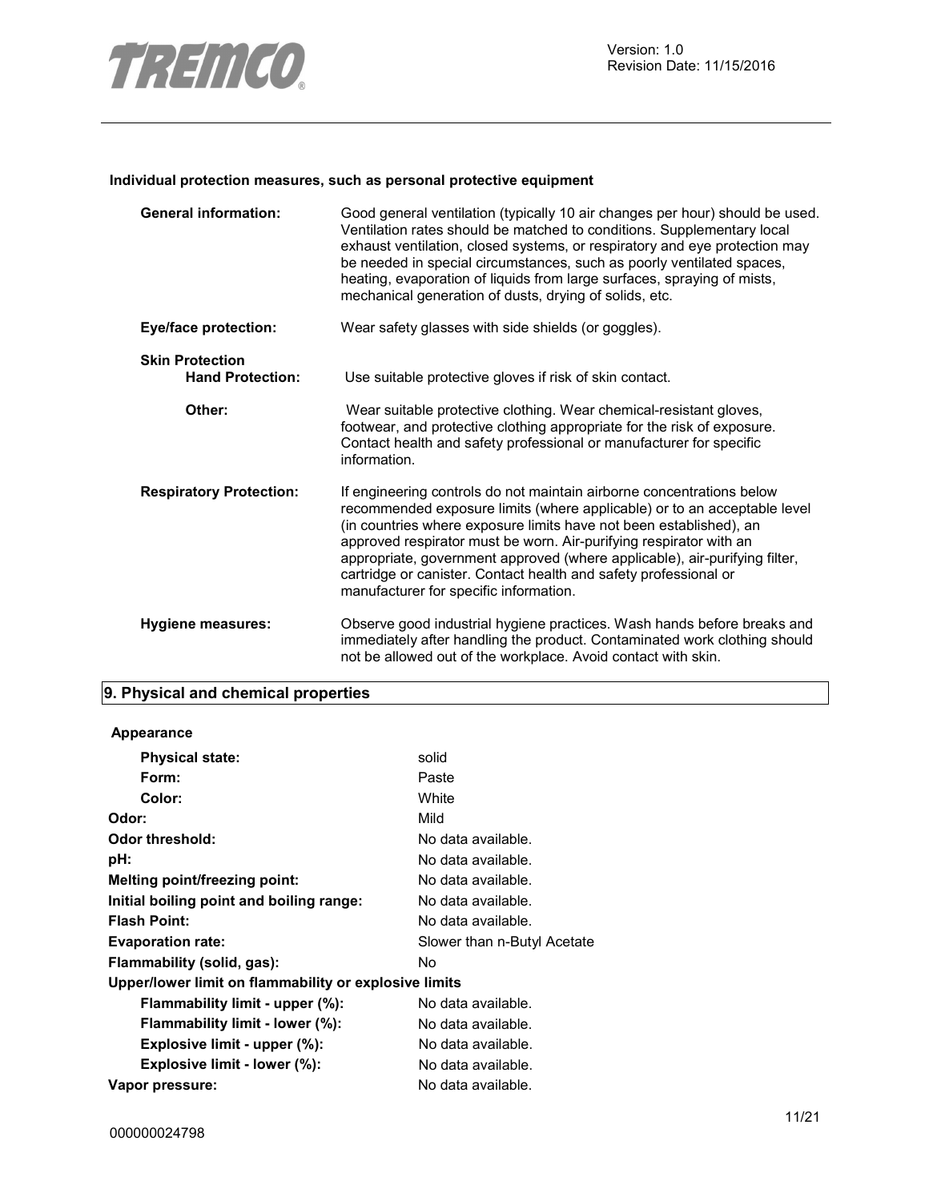**Individual protection measures, such as personal protective equipment**

| | |
|---|---|
| **General information:** | Good general ventilation (typically 10 air changes per hour) should be used. Ventilation rates should be matched to conditions. Supplementary local exhaust ventilation, closed systems, or respiratory and eye protection may be needed in special circumstances, such as poorly ventilated spaces, heating, evaporation of liquids from large surfaces, spraying of mists, mechanical generation of dusts, drying of solids, etc. |
| **Eye/face protection:** | Wear safety glasses with side shields (or goggles). |
| **Skin Protection** | |
| **Hand Protection:** | Use suitable protective gloves if risk of skin contact. |
| **Other:** | Wear suitable protective clothing. Wear chemical-resistant gloves, footwear, and protective clothing appropriate for the risk of exposure. Contact health and safety professional or manufacturer for specific information. |
| **Respiratory Protection:** | If engineering controls do not maintain airborne concentrations below recommended exposure limits (where applicable) or to an acceptable level (in countries where exposure limits have not been established), an approved respirator must be worn. Air-purifying respirator with an appropriate, government approved (where applicable), air-purifying filter, cartridge or canister. Contact health and safety professional or manufacturer for specific information. |
| **Hygiene measures:** | Observe good industrial hygiene practices. Wash hands before breaks and immediately after handling the product. Contaminated work clothing should not be allowed out of the workplace. Avoid contact with skin. |

## 9. Physical and chemical properties

**Appearance**

| | |
|---|---|
| **Physical state:** | solid |
| **Form:** | Paste |
| **Color:** | White |
| **Odor:** | Mild |
| **Odor threshold:** | No data available. |
| **pH:** | No data available. |
| **Melting point/freezing point:** | No data available. |
| **Initial boiling point and boiling range:** | No data available. |
| **Flash Point:** | No data available. |
| **Evaporation rate:** | Slower than n-Butyl Acetate |
| **Flammability (solid, gas):** | No |
| **Upper/lower limit on flammability or explosive limits** | |
| **Flammability limit - upper (%):** | No data available. |
| **Flammability limit - lower (%):** | No data available. |
| **Explosive limit - upper (%):** | No data available. |
| **Explosive limit - lower (%):** | No data available. |
| **Vapor pressure:** | No data available. |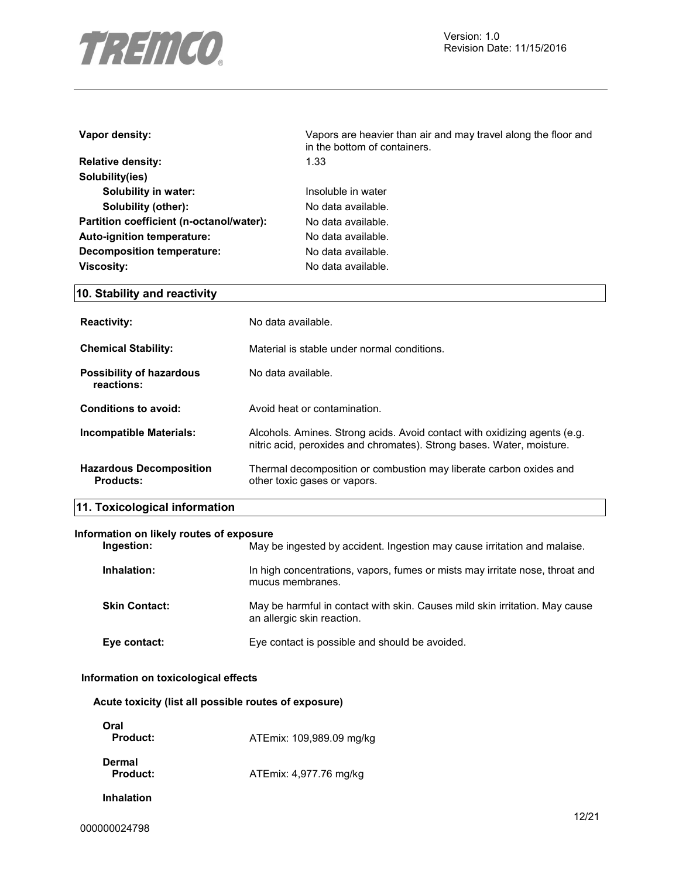| | |
|---|---|
| **Vapor density:** | Vapors are heavier than air and may travel along the floor and in the bottom of containers. |
| **Relative density:** | 1.33 |
| **Solubility(ies)** | |
| **Solubility in water:** | Insoluble in water |
| **Solubility (other):** | No data available. |
| **Partition coefficient (n-octanol/water):** | No data available. |
| **Auto-ignition temperature:** | No data available. |
| **Decomposition temperature:** | No data available. |
| **Viscosity:** | No data available. |

## 10. Stability and reactivity

| | |
|---|---|
| **Reactivity:** | No data available. |
| **Chemical Stability:** | Material is stable under normal conditions. |
| **Possibility of hazardous reactions:** | No data available. |
| **Conditions to avoid:** | Avoid heat or contamination. |
| **Incompatible Materials:** | Alcohols. Amines. Strong acids. Avoid contact with oxidizing agents (e.g. nitric acid, peroxides and chromates). Strong bases. Water, moisture. |
| **Hazardous Decomposition Products:** | Thermal decomposition or combustion may liberate carbon oxides and other toxic gases or vapors. |

## 11. Toxicological information

**Information on likely routes of exposure**

| | |
|---|---|
| **Ingestion:** | May be ingested by accident. Ingestion may cause irritation and malaise. |
| **Inhalation:** | In high concentrations, vapors, fumes or mists may irritate nose, throat and mucus membranes. |
| **Skin Contact:** | May be harmful in contact with skin. Causes mild skin irritation. May cause an allergic skin reaction. |
| **Eye contact:** | Eye contact is possible and should be avoided. |

**Information on toxicological effects**

**Acute toxicity (list all possible routes of exposure)**

**Oral**

| | |
|---|---|
| **Product:** | ATEmix: 109,989.09 mg/kg |

**Dermal**

| | |
|---|---|
| **Product:** | ATEmix: 4,977.76 mg/kg |

**Inhalation**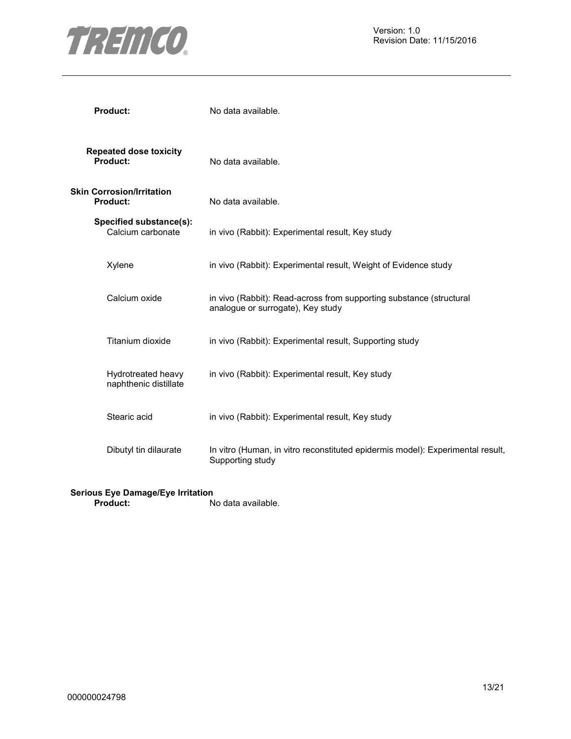**Product:** No data available.

**Repeated dose toxicity**

**Product:** No data available.

**Skin Corrosion/Irritation**

**Product:** No data available.

**Specified substance(s):**

| | |
|---|---|
| Calcium carbonate | in vivo (Rabbit): Experimental result, Key study |
| Xylene | in vivo (Rabbit): Experimental result, Weight of Evidence study |
| Calcium oxide | in vivo (Rabbit): Read-across from supporting substance (structural analogue or surrogate), Key study |
| Titanium dioxide | in vivo (Rabbit): Experimental result, Supporting study |
| Hydrotreated heavy naphthenic distillate | in vivo (Rabbit): Experimental result, Key study |
| Stearic acid | in vivo (Rabbit): Experimental result, Key study |
| Dibutyl tin dilaurate | In vitro (Human, in vitro reconstituted epidermis model): Experimental result, Supporting study |

**Serious Eye Damage/Eye Irritation**

**Product:** No data available.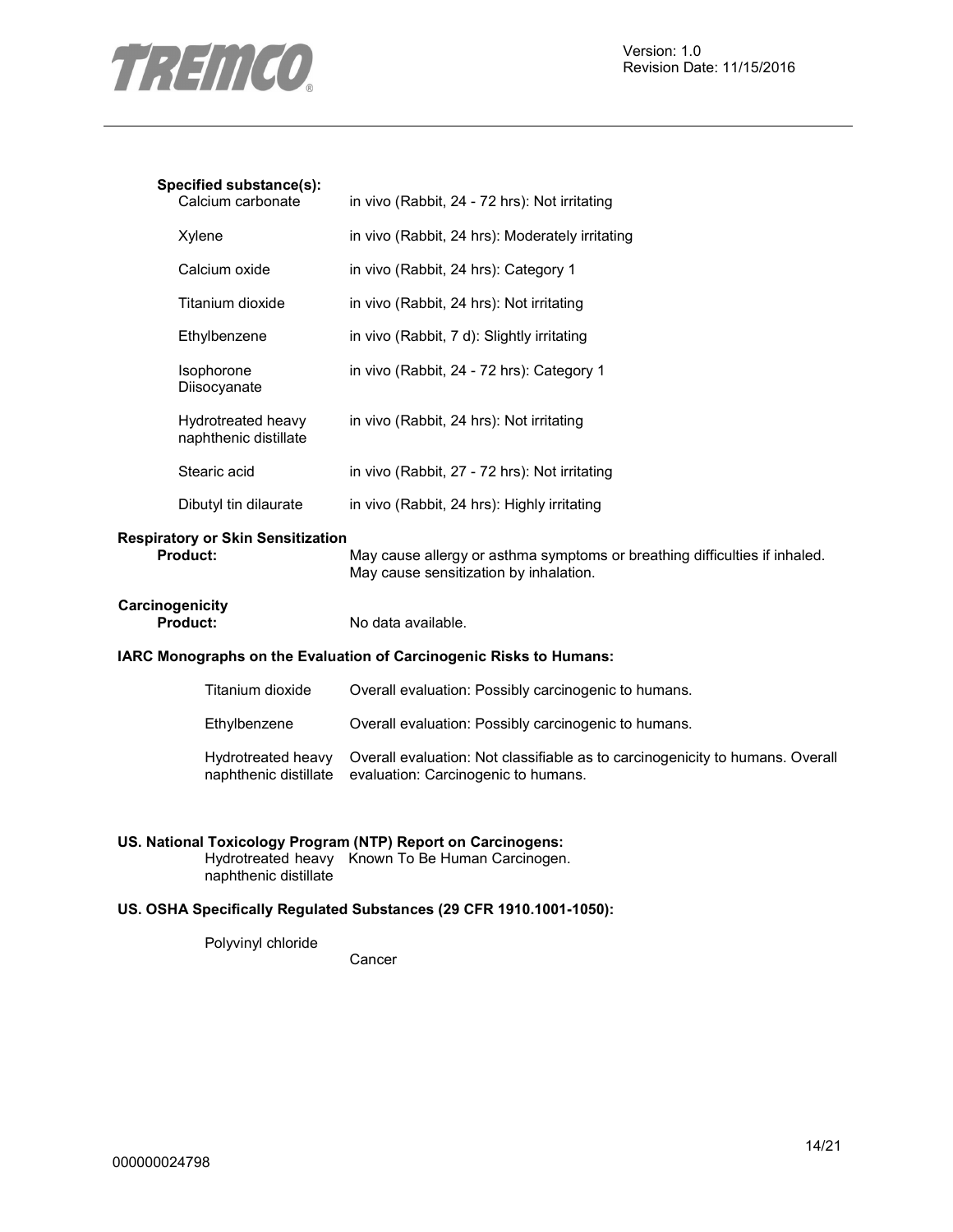**Specified substance(s):**

| | |
|---|---|
| Calcium carbonate | in vivo (Rabbit, 24 - 72 hrs): Not irritating |
| Xylene | in vivo (Rabbit, 24 hrs): Moderately irritating |
| Calcium oxide | in vivo (Rabbit, 24 hrs): Category 1 |
| Titanium dioxide | in vivo (Rabbit, 24 hrs): Not irritating |
| Ethylbenzene | in vivo (Rabbit, 7 d): Slightly irritating |
| Isophorone Diisocyanate | in vivo (Rabbit, 24 - 72 hrs): Category 1 |
| Hydrotreated heavy naphthenic distillate | in vivo (Rabbit, 24 hrs): Not irritating |
| Stearic acid | in vivo (Rabbit, 27 - 72 hrs): Not irritating |
| Dibutyl tin dilaurate | in vivo (Rabbit, 24 hrs): Highly irritating |

**Respiratory or Skin Sensitization**

**Product:** May cause allergy or asthma symptoms or breathing difficulties if inhaled. May cause sensitization by inhalation.

**Carcinogenicity**

**Product:** No data available.

**IARC Monographs on the Evaluation of Carcinogenic Risks to Humans:**

| | |
|---|---|
| Titanium dioxide | Overall evaluation: Possibly carcinogenic to humans. |
| Ethylbenzene | Overall evaluation: Possibly carcinogenic to humans. |
| Hydrotreated heavy naphthenic distillate | Overall evaluation: Not classifiable as to carcinogenicity to humans. Overall evaluation: Carcinogenic to humans. |

**US. National Toxicology Program (NTP) Report on Carcinogens:**

| | |
|---|---|
| Hydrotreated heavy naphthenic distillate | Known To Be Human Carcinogen. |

**US. OSHA Specifically Regulated Substances (29 CFR 1910.1001-1050):**

| | |
|---|---|
| Polyvinyl chloride | Cancer |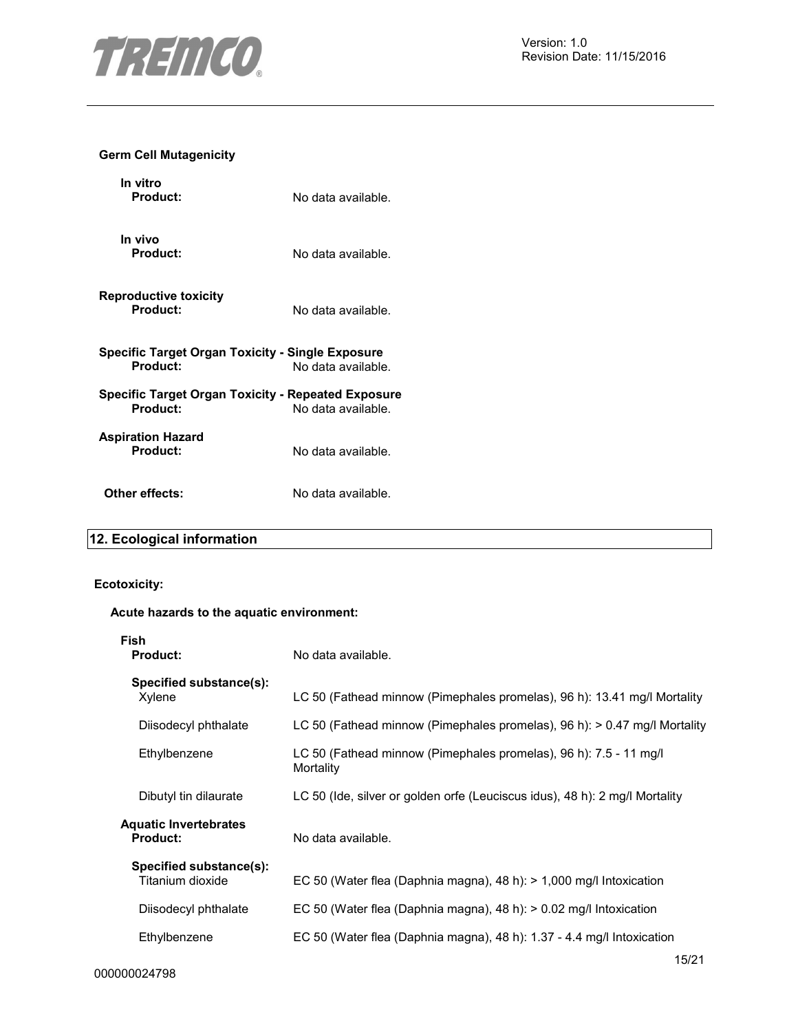**Germ Cell Mutagenicity**

**In vitro**

**Product:** No data available.

**In vivo**

**Product:** No data available.

**Reproductive toxicity**

**Product:** No data available.

**Specific Target Organ Toxicity - Single Exposure**

**Product:** No data available.

**Specific Target Organ Toxicity - Repeated Exposure**

**Product:** No data available.

**Aspiration Hazard**

**Product:** No data available.

**Other effects:** No data available.

## 12. Ecological information

**Ecotoxicity:**

**Acute hazards to the aquatic environment:**

**Fish**

**Product:** No data available.

**Specified substance(s):**

| | |
|---|---|
| Xylene | LC 50 (Fathead minnow (Pimephales promelas), 96 h): 13.41 mg/l Mortality |
| Diisodecyl phthalate | LC 50 (Fathead minnow (Pimephales promelas), 96 h): > 0.47 mg/l Mortality |
| Ethylbenzene | LC 50 (Fathead minnow (Pimephales promelas), 96 h): 7.5 - 11 mg/l Mortality |
| Dibutyl tin dilaurate | LC 50 (Ide, silver or golden orfe (Leuciscus idus), 48 h): 2 mg/l Mortality |

**Aquatic Invertebrates**

**Product:** No data available.

**Specified substance(s):**

| | |
|---|---|
| Titanium dioxide | EC 50 (Water flea (Daphnia magna), 48 h): > 1,000 mg/l Intoxication |
| Diisodecyl phthalate | EC 50 (Water flea (Daphnia magna), 48 h): > 0.02 mg/l Intoxication |
| Ethylbenzene | EC 50 (Water flea (Daphnia magna), 48 h): 1.37 - 4.4 mg/l Intoxication |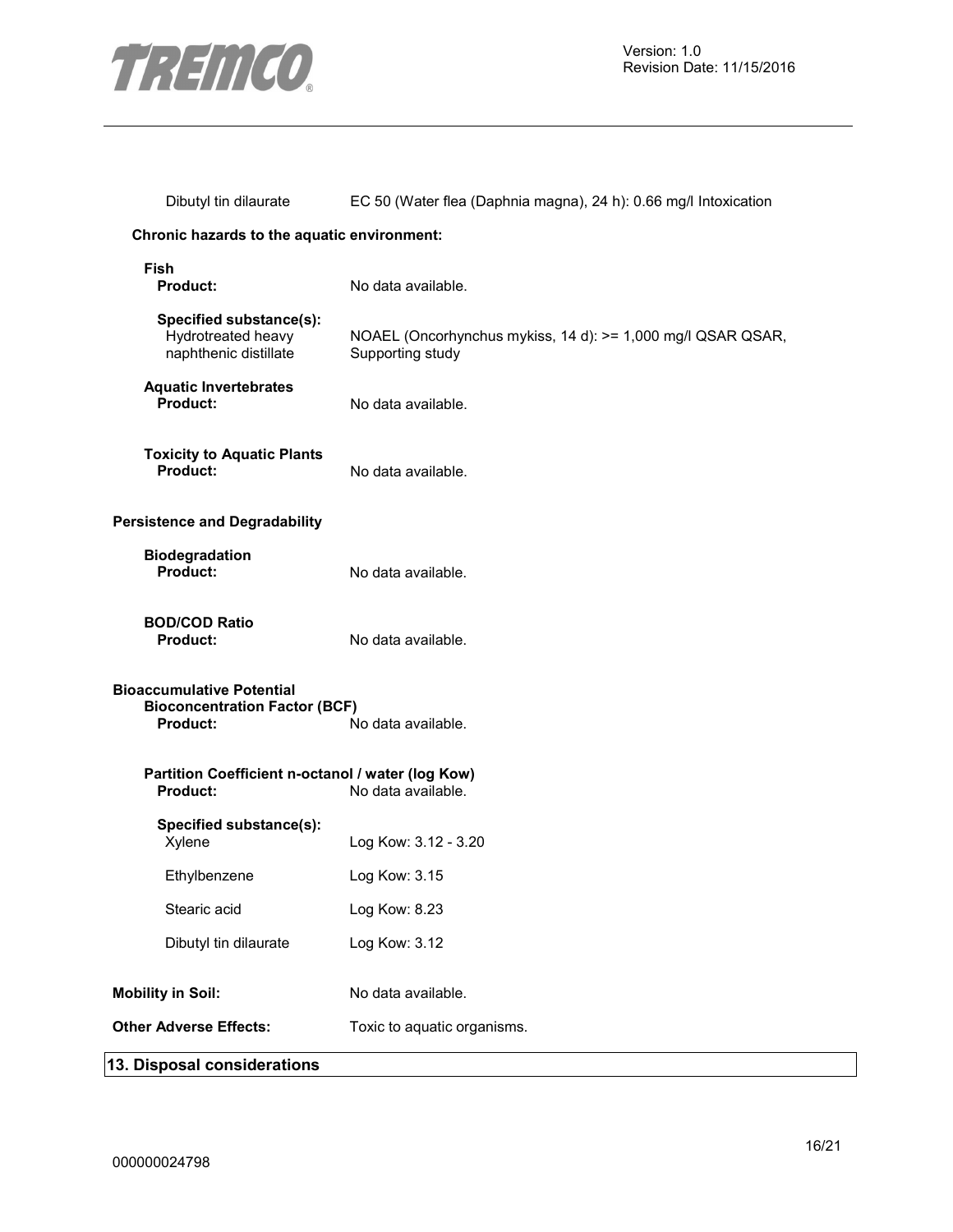Dibutyl tin dilaurate EC 50 (Water flea (Daphnia magna), 24 h): 0.66 mg/l Intoxication

**Chronic hazards to the aquatic environment:**

**Fish**

**Product:** No data available.

**Specified substance(s):**

Hydrotreated heavy naphthenic distillate NOAEL (Oncorhynchus mykiss, 14 d): >= 1,000 mg/l QSAR QSAR, Supporting study

**Aquatic Invertebrates**

**Product:** No data available.

**Toxicity to Aquatic Plants**

**Product:** No data available.

**Persistence and Degradability**

**Biodegradation**

**Product:** No data available.

**BOD/COD Ratio**

**Product:** No data available.

**Bioaccumulative Potential**

**Bioconcentration Factor (BCF)**

**Product:** No data available.

**Partition Coefficient n-octanol / water (log Kow)**

**Product:** No data available.

**Specified substance(s):**

| Substance | Value |
|---|---|
| Xylene | Log Kow: 3.12 - 3.20 |
| Ethylbenzene | Log Kow: 3.15 |
| Stearic acid | Log Kow: 8.23 |
| Dibutyl tin dilaurate | Log Kow: 3.12 |

**Mobility in Soil:** No data available.

**Other Adverse Effects:** Toxic to aquatic organisms.

## 13. Disposal considerations

000000024798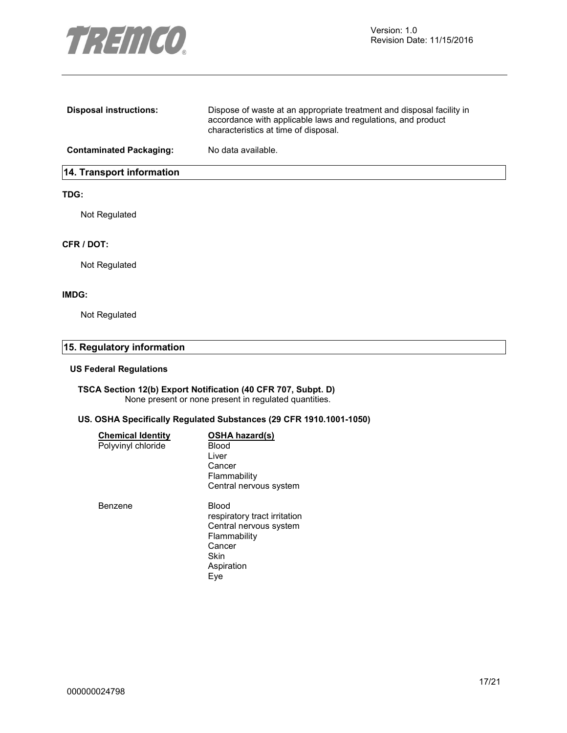**Disposal instructions:** Dispose of waste at an appropriate treatment and disposal facility in accordance with applicable laws and regulations, and product characteristics at time of disposal.

**Contaminated Packaging:** No data available.

## 14. Transport information

**TDG:**

Not Regulated

**CFR / DOT:**

Not Regulated

**IMDG:**

Not Regulated

## 15. Regulatory information

### US Federal Regulations

**TSCA Section 12(b) Export Notification (40 CFR 707, Subpt. D)**
None present or none present in regulated quantities.

**US. OSHA Specifically Regulated Substances (29 CFR 1910.1001-1050)**

| Chemical Identity | OSHA hazard(s) |
| --- | --- |
| Polyvinyl chloride | Blood<br>Liver<br>Cancer<br>Flammability<br>Central nervous system |
| Benzene | Blood<br>respiratory tract irritation<br>Central nervous system<br>Flammability<br>Cancer<br>Skin<br>Aspiration<br>Eye |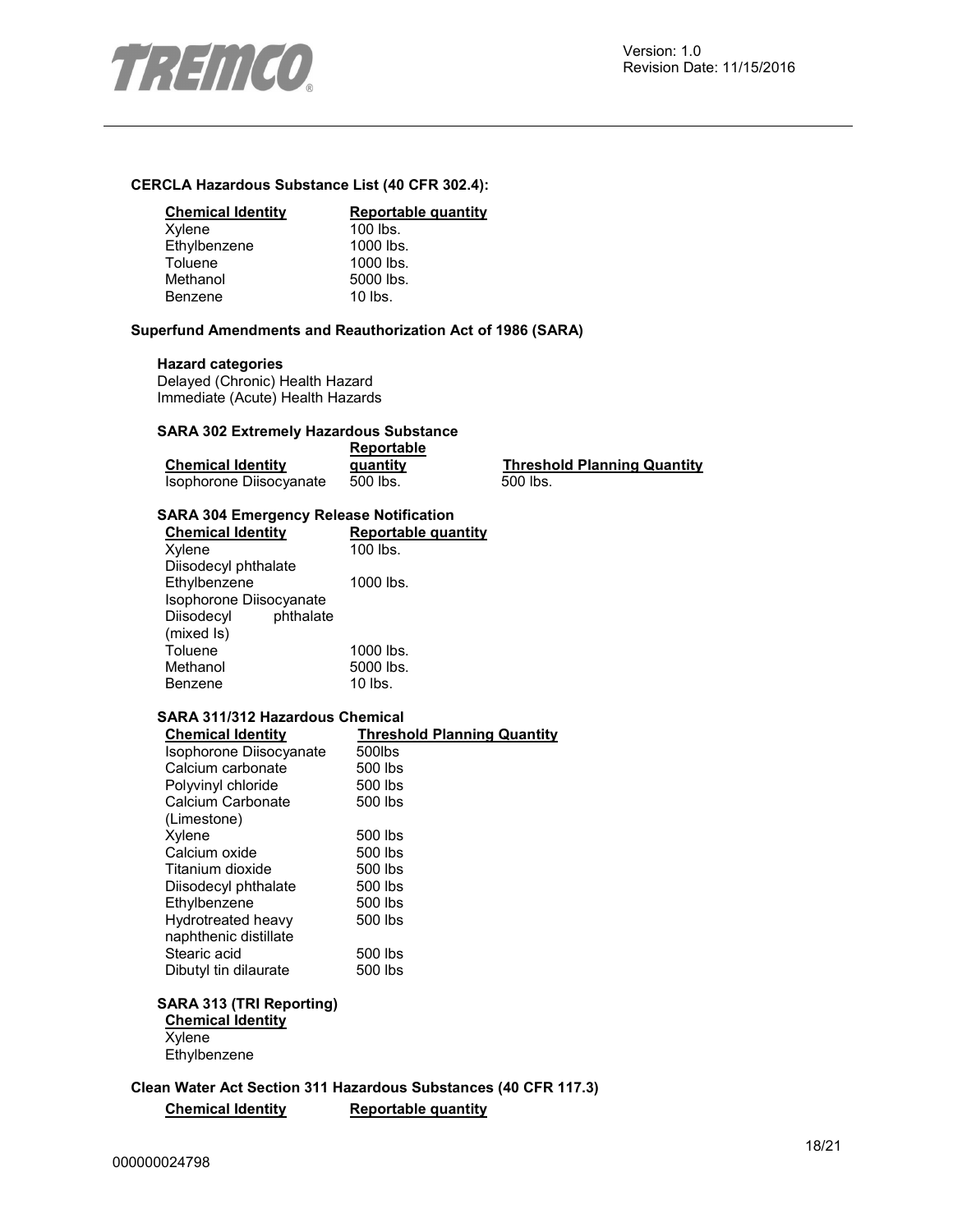### CERCLA Hazardous Substance List (40 CFR 302.4):

| Chemical Identity | Reportable quantity |
|---|---|
| Xylene | 100 lbs. |
| Ethylbenzene | 1000 lbs. |
| Toluene | 1000 lbs. |
| Methanol | 5000 lbs. |
| Benzene | 10 lbs. |

### Superfund Amendments and Reauthorization Act of 1986 (SARA)

**Hazard categories**

Delayed (Chronic) Health Hazard
Immediate (Acute) Health Hazards

**SARA 302 Extremely Hazardous Substance**

| Chemical Identity | Reportable quantity | Threshold Planning Quantity |
|---|---|---|
| Isophorone Diisocyanate | 500 lbs. | 500 lbs. |

**SARA 304 Emergency Release Notification**

| Chemical Identity | Reportable quantity |
|---|---|
| Xylene | 100 lbs. |
| Diisodecyl phthalate | |
| Ethylbenzene | 1000 lbs. |
| Isophorone Diisocyanate | |
| Diisodecyl phthalate (mixed Is) | |
| Toluene | 1000 lbs. |
| Methanol | 5000 lbs. |
| Benzene | 10 lbs. |

**SARA 311/312 Hazardous Chemical**

| Chemical Identity | Threshold Planning Quantity |
|---|---|
| Isophorone Diisocyanate | 500lbs |
| Calcium carbonate | 500 lbs |
| Polyvinyl chloride | 500 lbs |
| Calcium Carbonate (Limestone) | 500 lbs |
| Xylene | 500 lbs |
| Calcium oxide | 500 lbs |
| Titanium dioxide | 500 lbs |
| Diisodecyl phthalate | 500 lbs |
| Ethylbenzene | 500 lbs |
| Hydrotreated heavy naphthenic distillate | 500 lbs |
| Stearic acid | 500 lbs |
| Dibutyl tin dilaurate | 500 lbs |

**SARA 313 (TRI Reporting)**

| Chemical Identity |
|---|
| Xylene |
| Ethylbenzene |

### Clean Water Act Section 311 Hazardous Substances (40 CFR 117.3)

| Chemical Identity | Reportable quantity |
|---|---|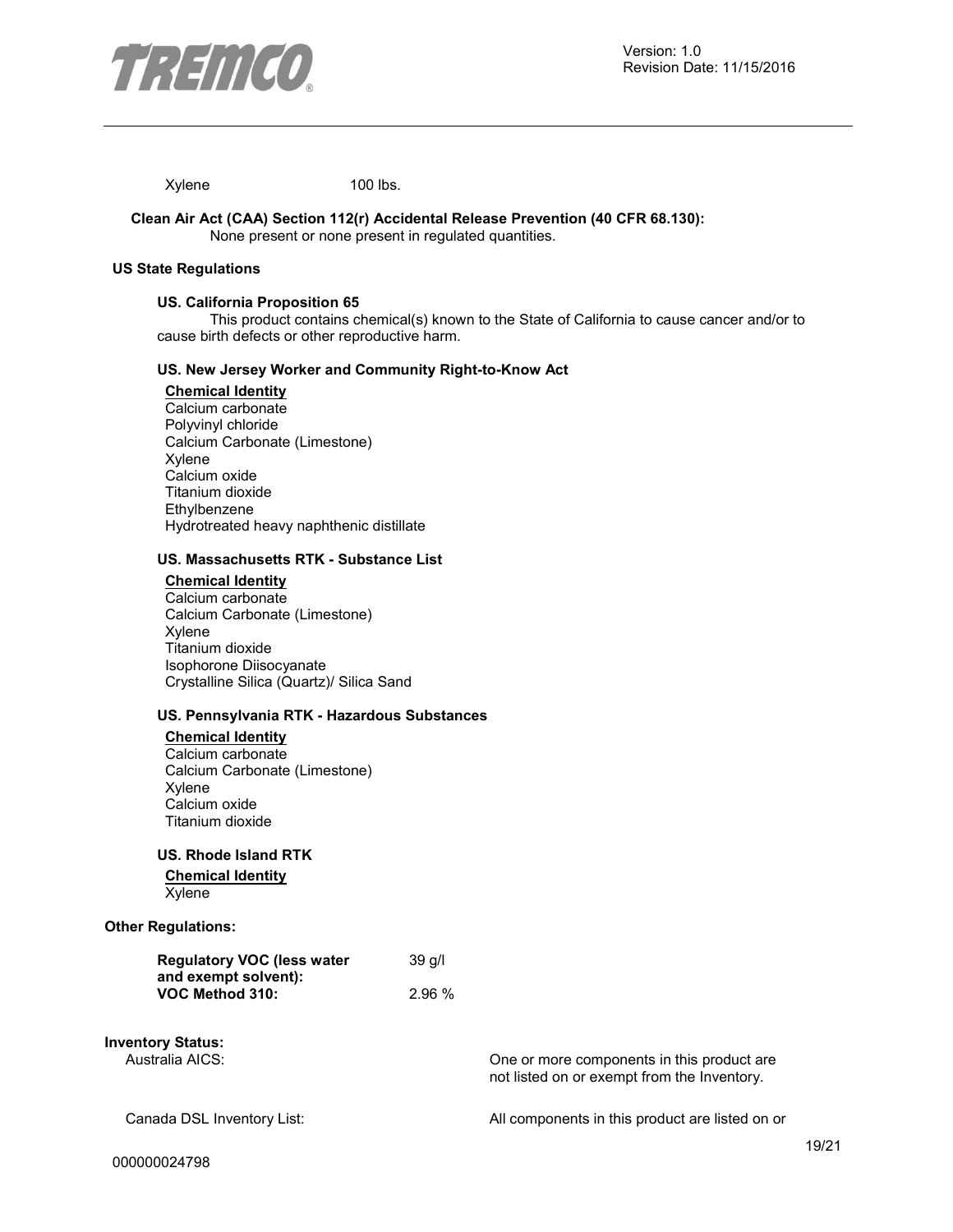Xylene 100 lbs.

**Clean Air Act (CAA) Section 112(r) Accidental Release Prevention (40 CFR 68.130):**
None present or none present in regulated quantities.

**US State Regulations**

**US. California Proposition 65**
This product contains chemical(s) known to the State of California to cause cancer and/or to cause birth defects or other reproductive harm.

**US. New Jersey Worker and Community Right-to-Know Act**

**Chemical Identity**
Calcium carbonate
Polyvinyl chloride
Calcium Carbonate (Limestone)
Xylene
Calcium oxide
Titanium dioxide
Ethylbenzene
Hydrotreated heavy naphthenic distillate

**US. Massachusetts RTK - Substance List**

**Chemical Identity**
Calcium carbonate
Calcium Carbonate (Limestone)
Xylene
Titanium dioxide
Isophorone Diisocyanate
Crystalline Silica (Quartz)/ Silica Sand

**US. Pennsylvania RTK - Hazardous Substances**

**Chemical Identity**
Calcium carbonate
Calcium Carbonate (Limestone)
Xylene
Calcium oxide
Titanium dioxide

**US. Rhode Island RTK**

**Chemical Identity**
Xylene

**Other Regulations:**

| | |
|---|---|
| **Regulatory VOC (less water and exempt solvent):** | 39 g/l |
| **VOC Method 310:** | 2.96 % |

**Inventory Status:**

| | |
|---|---|
| Australia AICS: | One or more components in this product are not listed on or exempt from the Inventory. |
| Canada DSL Inventory List: | All components in this product are listed on or |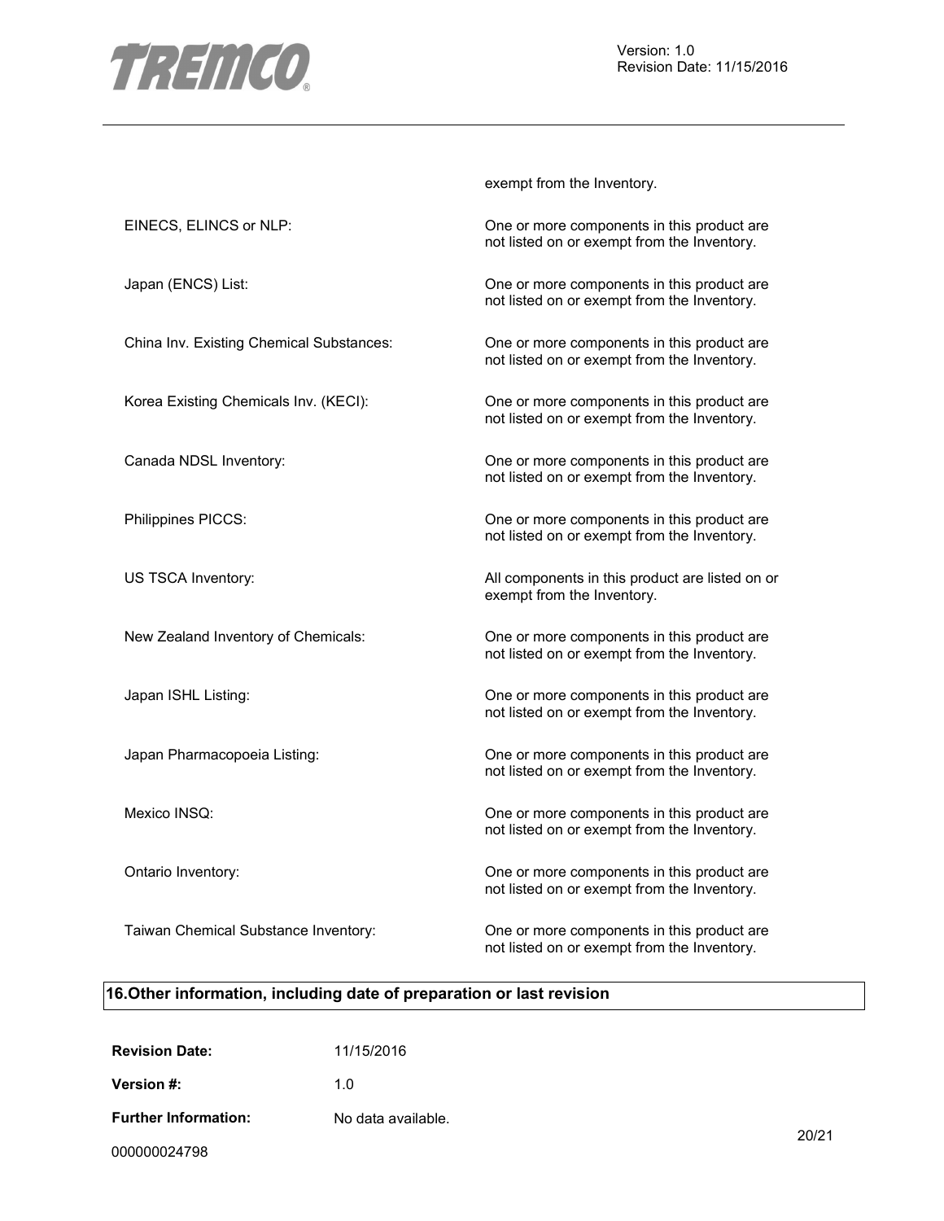| | |
|---|---|
| | exempt from the Inventory. |
| EINECS, ELINCS or NLP: | One or more components in this product are not listed on or exempt from the Inventory. |
| Japan (ENCS) List: | One or more components in this product are not listed on or exempt from the Inventory. |
| China Inv. Existing Chemical Substances: | One or more components in this product are not listed on or exempt from the Inventory. |
| Korea Existing Chemicals Inv. (KECI): | One or more components in this product are not listed on or exempt from the Inventory. |
| Canada NDSL Inventory: | One or more components in this product are not listed on or exempt from the Inventory. |
| Philippines PICCS: | One or more components in this product are not listed on or exempt from the Inventory. |
| US TSCA Inventory: | All components in this product are listed on or exempt from the Inventory. |
| New Zealand Inventory of Chemicals: | One or more components in this product are not listed on or exempt from the Inventory. |
| Japan ISHL Listing: | One or more components in this product are not listed on or exempt from the Inventory. |
| Japan Pharmacopoeia Listing: | One or more components in this product are not listed on or exempt from the Inventory. |
| Mexico INSQ: | One or more components in this product are not listed on or exempt from the Inventory. |
| Ontario Inventory: | One or more components in this product are not listed on or exempt from the Inventory. |
| Taiwan Chemical Substance Inventory: | One or more components in this product are not listed on or exempt from the Inventory. |

## 16.Other information, including date of preparation or last revision

**Revision Date:** 11/15/2016

**Version #:** 1.0

**Further Information:** No data available.

000000024798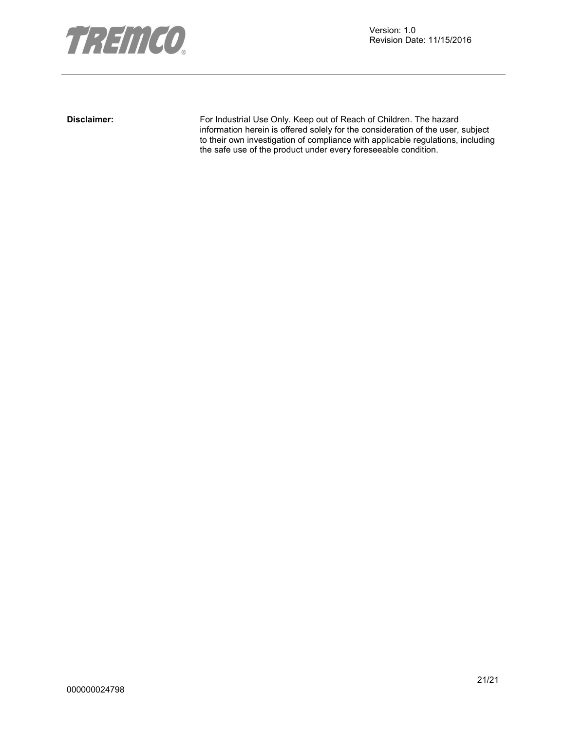**Disclaimer:** For Industrial Use Only. Keep out of Reach of Children. The hazard information herein is offered solely for the consideration of the user, subject to their own investigation of compliance with applicable regulations, including the safe use of the product under every foreseeable condition.